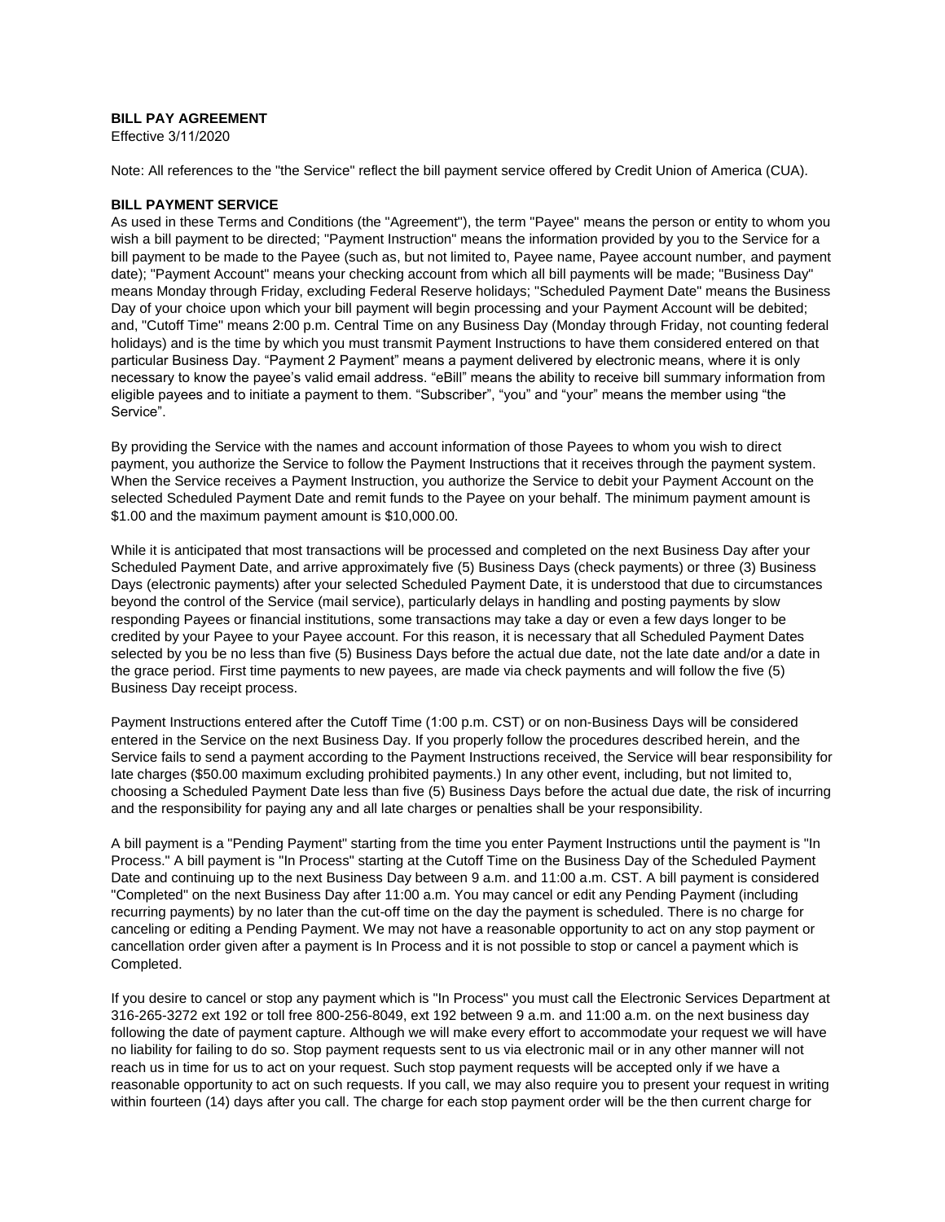**BILL PAY AGREEMENT**

Effective 3/11/2020

Note: All references to the "the Service" reflect the bill payment service offered by Credit Union of America (CUA).

**BILL PAYMENT SERVICE**

As used in these Terms and Conditions (the "Agreement"), the term "Payee" means the person or entity to whom you wish a bill payment to be directed; "Payment Instruction" means the information provided by you to the Service for a bill payment to be made to the Payee (such as, but not limited to, Payee name, Payee account number, and payment date); "Payment Account" means your checking account from which all bill payments will be made; "Business Day" means Monday through Friday, excluding Federal Reserve holidays; "Scheduled Payment Date" means the Business Day of your choice upon which your bill payment will begin processing and your Payment Account will be debited; and, "Cutoff Time" means 2:00 p.m. Central Time on any Business Day (Monday through Friday, not counting federal holidays) and is the time by which you must transmit Payment Instructions to have them considered entered on that particular Business Day. "Payment 2 Payment" means a payment delivered by electronic means, where it is only necessary to know the payee's valid email address. "eBill" means the ability to receive bill summary information from eligible payees and to initiate a payment to them. "Subscriber", "you" and "your" means the member using "the Service".

By providing the Service with the names and account information of those Payees to whom you wish to direct payment, you authorize the Service to follow the Payment Instructions that it receives through the payment system. When the Service receives a Payment Instruction, you authorize the Service to debit your Payment Account on the selected Scheduled Payment Date and remit funds to the Payee on your behalf. The minimum payment amount is $1.00 and the maximum payment amount is $10,000.00.

While it is anticipated that most transactions will be processed and completed on the next Business Day after your Scheduled Payment Date, and arrive approximately five (5) Business Days (check payments) or three (3) Business Days (electronic payments) after your selected Scheduled Payment Date, it is understood that due to circumstances beyond the control of the Service (mail service), particularly delays in handling and posting payments by slow responding Payees or financial institutions, some transactions may take a day or even a few days longer to be credited by your Payee to your Payee account. For this reason, it is necessary that all Scheduled Payment Dates selected by you be no less than five (5) Business Days before the actual due date, not the late date and/or a date in the grace period. First time payments to new payees, are made via check payments and will follow the five (5) Business Day receipt process.

Payment Instructions entered after the Cutoff Time (1:00 p.m. CST) or on non-Business Days will be considered entered in the Service on the next Business Day. If you properly follow the procedures described herein, and the Service fails to send a payment according to the Payment Instructions received, the Service will bear responsibility for late charges ($50.00 maximum excluding prohibited payments.) In any other event, including, but not limited to, choosing a Scheduled Payment Date less than five (5) Business Days before the actual due date, the risk of incurring and the responsibility for paying any and all late charges or penalties shall be your responsibility.

A bill payment is a "Pending Payment" starting from the time you enter Payment Instructions until the payment is "In Process." A bill payment is "In Process" starting at the Cutoff Time on the Business Day of the Scheduled Payment Date and continuing up to the next Business Day between 9 a.m. and 11:00 a.m. CST. A bill payment is considered "Completed" on the next Business Day after 11:00 a.m. You may cancel or edit any Pending Payment (including recurring payments) by no later than the cut-off time on the day the payment is scheduled. There is no charge for canceling or editing a Pending Payment. We may not have a reasonable opportunity to act on any stop payment or cancellation order given after a payment is In Process and it is not possible to stop or cancel a payment which is Completed.

If you desire to cancel or stop any payment which is "In Process" you must call the Electronic Services Department at 316-265-3272 ext 192 or toll free 800-256-8049, ext 192 between 9 a.m. and 11:00 a.m. on the next business day following the date of payment capture. Although we will make every effort to accommodate your request we will have no liability for failing to do so. Stop payment requests sent to us via electronic mail or in any other manner will not reach us in time for us to act on your request. Such stop payment requests will be accepted only if we have a reasonable opportunity to act on such requests. If you call, we may also require you to present your request in writing within fourteen (14) days after you call. The charge for each stop payment order will be the then current charge for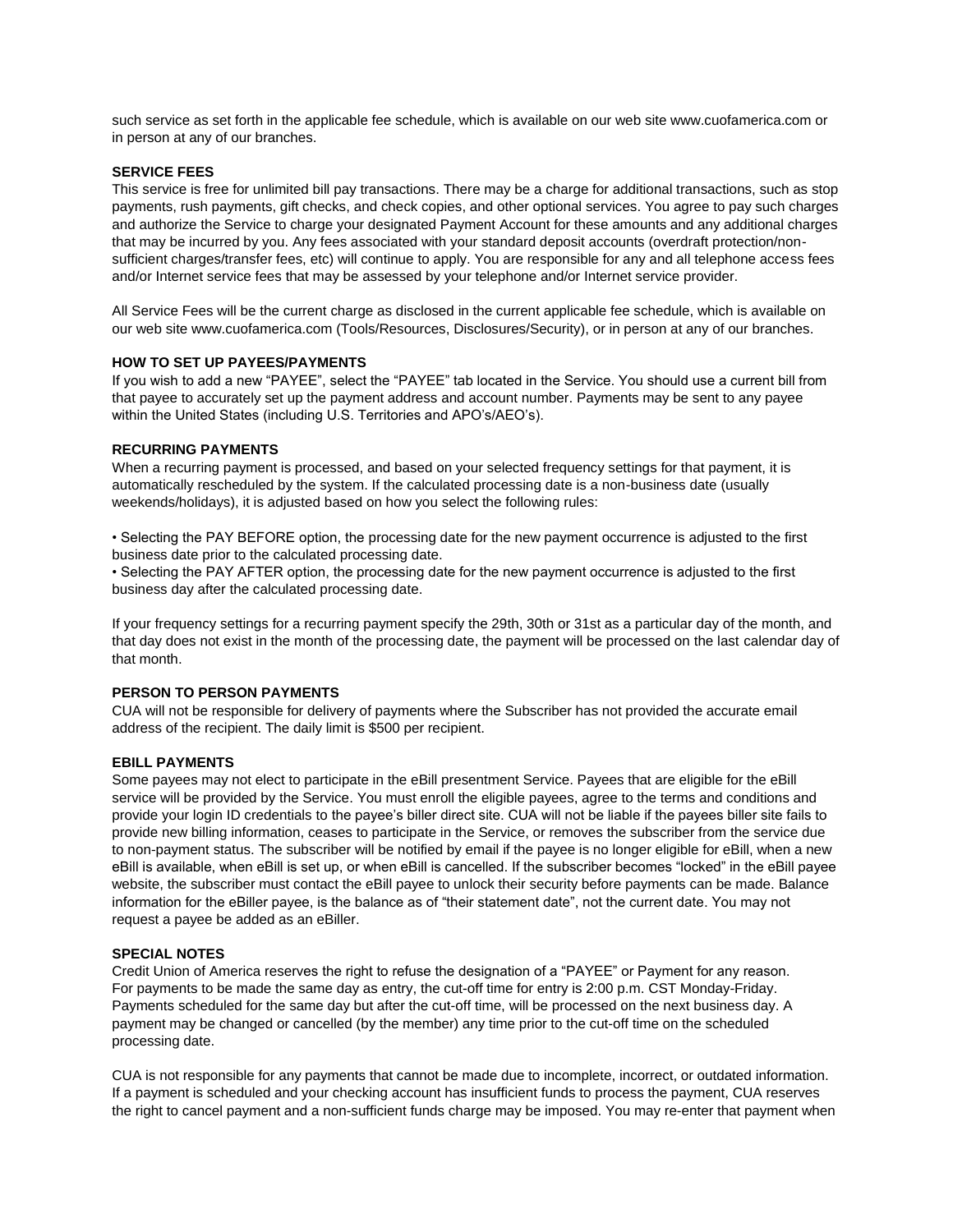such service as set forth in the applicable fee schedule, which is available on our web site www.cuofamerica.com or in person at any of our branches.

**SERVICE FEES**

This service is free for unlimited bill pay transactions. There may be a charge for additional transactions, such as stop payments, rush payments, gift checks, and check copies, and other optional services. You agree to pay such charges and authorize the Service to charge your designated Payment Account for these amounts and any additional charges that may be incurred by you. Any fees associated with your standard deposit accounts (overdraft protection/non-sufficient charges/transfer fees, etc) will continue to apply. You are responsible for any and all telephone access fees and/or Internet service fees that may be assessed by your telephone and/or Internet service provider.

All Service Fees will be the current charge as disclosed in the current applicable fee schedule, which is available on our web site www.cuofamerica.com (Tools/Resources, Disclosures/Security), or in person at any of our branches.

**HOW TO SET UP PAYEES/PAYMENTS**

If you wish to add a new "PAYEE", select the "PAYEE" tab located in the Service. You should use a current bill from that payee to accurately set up the payment address and account number. Payments may be sent to any payee within the United States (including U.S. Territories and APO's/AEO's).

**RECURRING PAYMENTS**

When a recurring payment is processed, and based on your selected frequency settings for that payment, it is automatically rescheduled by the system. If the calculated processing date is a non-business date (usually weekends/holidays), it is adjusted based on how you select the following rules:

- Selecting the PAY BEFORE option, the processing date for the new payment occurrence is adjusted to the first business date prior to the calculated processing date.
- Selecting the PAY AFTER option, the processing date for the new payment occurrence is adjusted to the first business day after the calculated processing date.

If your frequency settings for a recurring payment specify the 29th, 30th or 31st as a particular day of the month, and that day does not exist in the month of the processing date, the payment will be processed on the last calendar day of that month.

**PERSON TO PERSON PAYMENTS**

CUA will not be responsible for delivery of payments where the Subscriber has not provided the accurate email address of the recipient. The daily limit is $500 per recipient.

**EBILL PAYMENTS**

Some payees may not elect to participate in the eBill presentment Service. Payees that are eligible for the eBill service will be provided by the Service. You must enroll the eligible payees, agree to the terms and conditions and provide your login ID credentials to the payee's biller direct site. CUA will not be liable if the payees biller site fails to provide new billing information, ceases to participate in the Service, or removes the subscriber from the service due to non-payment status. The subscriber will be notified by email if the payee is no longer eligible for eBill, when a new eBill is available, when eBill is set up, or when eBill is cancelled. If the subscriber becomes "locked" in the eBill payee website, the subscriber must contact the eBill payee to unlock their security before payments can be made. Balance information for the eBiller payee, is the balance as of "their statement date", not the current date. You may not request a payee be added as an eBiller.

**SPECIAL NOTES**

Credit Union of America reserves the right to refuse the designation of a "PAYEE" or Payment for any reason. For payments to be made the same day as entry, the cut-off time for entry is 2:00 p.m. CST Monday-Friday. Payments scheduled for the same day but after the cut-off time, will be processed on the next business day. A payment may be changed or cancelled (by the member) any time prior to the cut-off time on the scheduled processing date.

CUA is not responsible for any payments that cannot be made due to incomplete, incorrect, or outdated information. If a payment is scheduled and your checking account has insufficient funds to process the payment, CUA reserves the right to cancel payment and a non-sufficient funds charge may be imposed. You may re-enter that payment when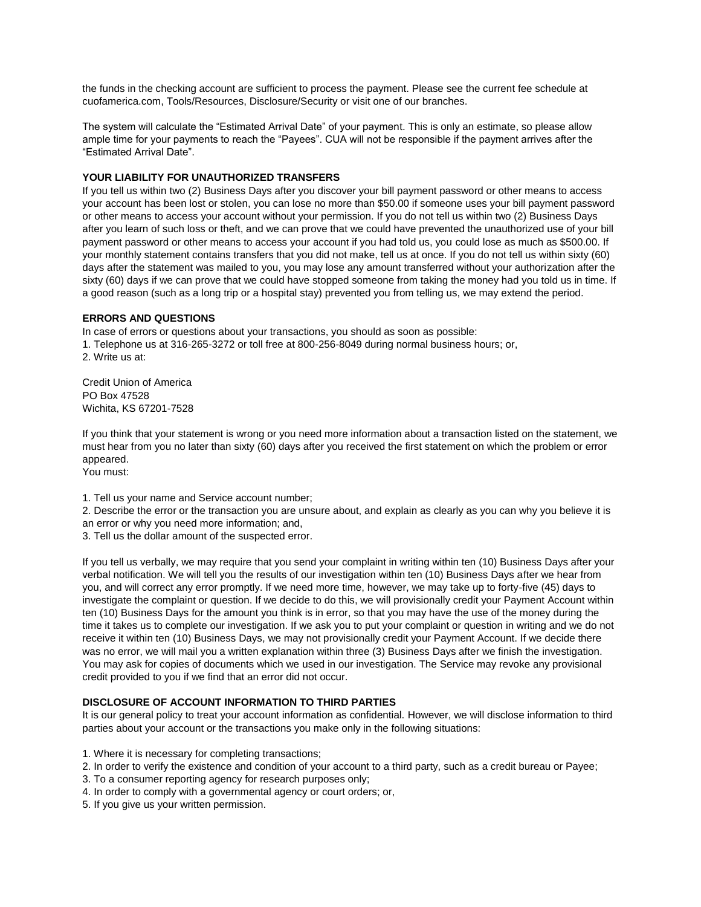the funds in the checking account are sufficient to process the payment. Please see the current fee schedule at cuofamerica.com, Tools/Resources, Disclosure/Security or visit one of our branches.

The system will calculate the "Estimated Arrival Date" of your payment. This is only an estimate, so please allow ample time for your payments to reach the "Payees". CUA will not be responsible if the payment arrives after the "Estimated Arrival Date".

**YOUR LIABILITY FOR UNAUTHORIZED TRANSFERS**

If you tell us within two (2) Business Days after you discover your bill payment password or other means to access your account has been lost or stolen, you can lose no more than $50.00 if someone uses your bill payment password or other means to access your account without your permission. If you do not tell us within two (2) Business Days after you learn of such loss or theft, and we can prove that we could have prevented the unauthorized use of your bill payment password or other means to access your account if you had told us, you could lose as much as $500.00. If your monthly statement contains transfers that you did not make, tell us at once. If you do not tell us within sixty (60) days after the statement was mailed to you, you may lose any amount transferred without your authorization after the sixty (60) days if we can prove that we could have stopped someone from taking the money had you told us in time. If a good reason (such as a long trip or a hospital stay) prevented you from telling us, we may extend the period.

**ERRORS AND QUESTIONS**

In case of errors or questions about your transactions, you should as soon as possible:

1. Telephone us at 316-265-3272 or toll free at 800-256-8049 during normal business hours; or,
2. Write us at:

Credit Union of America
PO Box 47528
Wichita, KS 67201-7528

If you think that your statement is wrong or you need more information about a transaction listed on the statement, we must hear from you no later than sixty (60) days after you received the first statement on which the problem or error appeared.
You must:

1. Tell us your name and Service account number;
2. Describe the error or the transaction you are unsure about, and explain as clearly as you can why you believe it is an error or why you need more information; and,
3. Tell us the dollar amount of the suspected error.

If you tell us verbally, we may require that you send your complaint in writing within ten (10) Business Days after your verbal notification. We will tell you the results of our investigation within ten (10) Business Days after we hear from you, and will correct any error promptly. If we need more time, however, we may take up to forty-five (45) days to investigate the complaint or question. If we decide to do this, we will provisionally credit your Payment Account within ten (10) Business Days for the amount you think is in error, so that you may have the use of the money during the time it takes us to complete our investigation. If we ask you to put your complaint or question in writing and we do not receive it within ten (10) Business Days, we may not provisionally credit your Payment Account. If we decide there was no error, we will mail you a written explanation within three (3) Business Days after we finish the investigation. You may ask for copies of documents which we used in our investigation. The Service may revoke any provisional credit provided to you if we find that an error did not occur.

**DISCLOSURE OF ACCOUNT INFORMATION TO THIRD PARTIES**

It is our general policy to treat your account information as confidential. However, we will disclose information to third parties about your account or the transactions you make only in the following situations:

1. Where it is necessary for completing transactions;
2. In order to verify the existence and condition of your account to a third party, such as a credit bureau or Payee;
3. To a consumer reporting agency for research purposes only;
4. In order to comply with a governmental agency or court orders; or,
5. If you give us your written permission.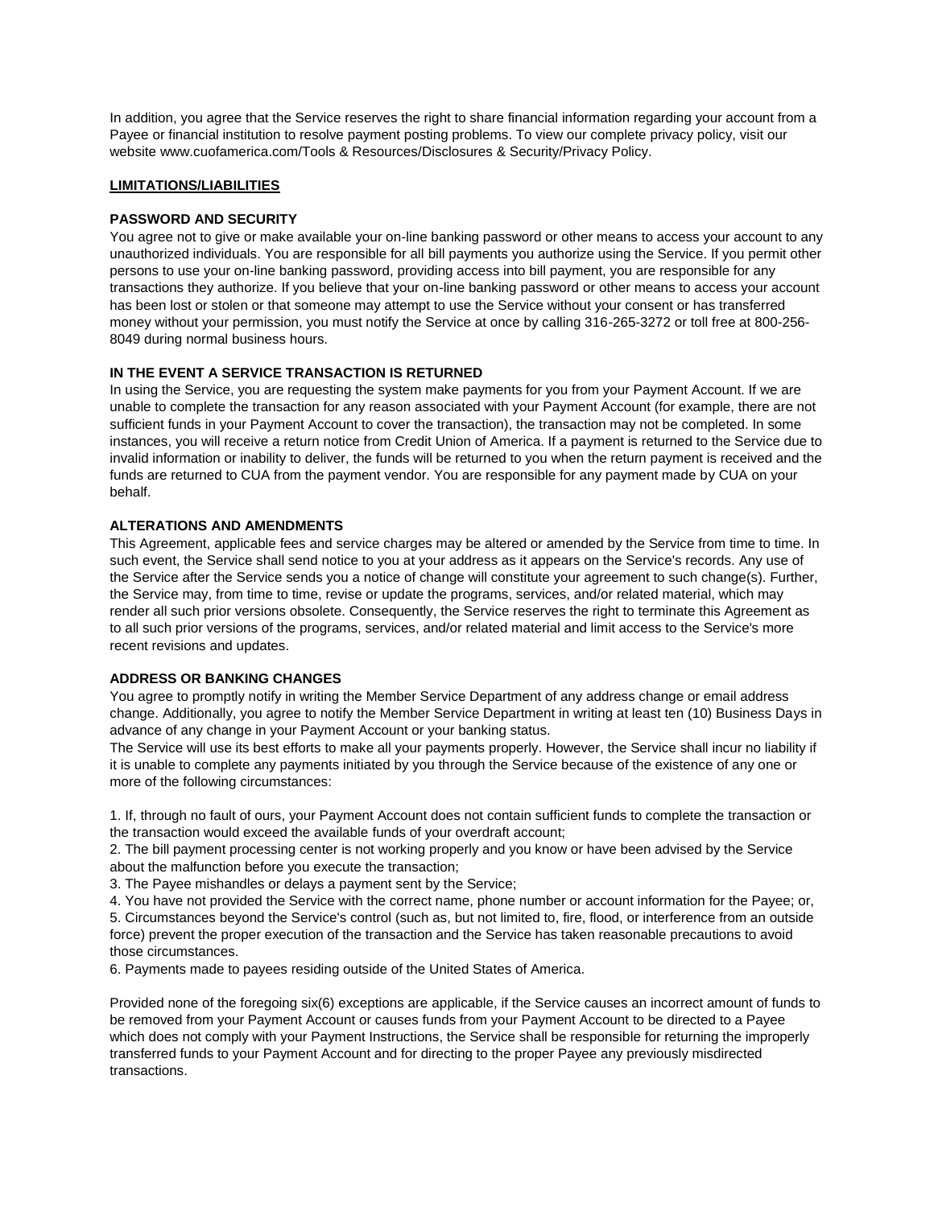In addition, you agree that the Service reserves the right to share financial information regarding your account from a Payee or financial institution to resolve payment posting problems. To view our complete privacy policy, visit our website www.cuofamerica.com/Tools & Resources/Disclosures & Security/Privacy Policy.

## LIMITATIONS/LIABILITIES

### PASSWORD AND SECURITY

You agree not to give or make available your on-line banking password or other means to access your account to any unauthorized individuals. You are responsible for all bill payments you authorize using the Service. If you permit other persons to use your on-line banking password, providing access into bill payment, you are responsible for any transactions they authorize. If you believe that your on-line banking password or other means to access your account has been lost or stolen or that someone may attempt to use the Service without your consent or has transferred money without your permission, you must notify the Service at once by calling 316-265-3272 or toll free at 800-256-8049 during normal business hours.

### IN THE EVENT A SERVICE TRANSACTION IS RETURNED

In using the Service, you are requesting the system make payments for you from your Payment Account. If we are unable to complete the transaction for any reason associated with your Payment Account (for example, there are not sufficient funds in your Payment Account to cover the transaction), the transaction may not be completed. In some instances, you will receive a return notice from Credit Union of America. If a payment is returned to the Service due to invalid information or inability to deliver, the funds will be returned to you when the return payment is received and the funds are returned to CUA from the payment vendor. You are responsible for any payment made by CUA on your behalf.

### ALTERATIONS AND AMENDMENTS

This Agreement, applicable fees and service charges may be altered or amended by the Service from time to time. In such event, the Service shall send notice to you at your address as it appears on the Service's records. Any use of the Service after the Service sends you a notice of change will constitute your agreement to such change(s). Further, the Service may, from time to time, revise or update the programs, services, and/or related material, which may render all such prior versions obsolete. Consequently, the Service reserves the right to terminate this Agreement as to all such prior versions of the programs, services, and/or related material and limit access to the Service's more recent revisions and updates.

### ADDRESS OR BANKING CHANGES

You agree to promptly notify in writing the Member Service Department of any address change or email address change. Additionally, you agree to notify the Member Service Department in writing at least ten (10) Business Days in advance of any change in your Payment Account or your banking status.

The Service will use its best efforts to make all your payments properly. However, the Service shall incur no liability if it is unable to complete any payments initiated by you through the Service because of the existence of any one or more of the following circumstances:

1. If, through no fault of ours, your Payment Account does not contain sufficient funds to complete the transaction or the transaction would exceed the available funds of your overdraft account;
2. The bill payment processing center is not working properly and you know or have been advised by the Service about the malfunction before you execute the transaction;
3. The Payee mishandles or delays a payment sent by the Service;
4. You have not provided the Service with the correct name, phone number or account information for the Payee; or,
5. Circumstances beyond the Service's control (such as, but not limited to, fire, flood, or interference from an outside force) prevent the proper execution of the transaction and the Service has taken reasonable precautions to avoid those circumstances.
6. Payments made to payees residing outside of the United States of America.

Provided none of the foregoing six(6) exceptions are applicable, if the Service causes an incorrect amount of funds to be removed from your Payment Account or causes funds from your Payment Account to be directed to a Payee which does not comply with your Payment Instructions, the Service shall be responsible for returning the improperly transferred funds to your Payment Account and for directing to the proper Payee any previously misdirected transactions.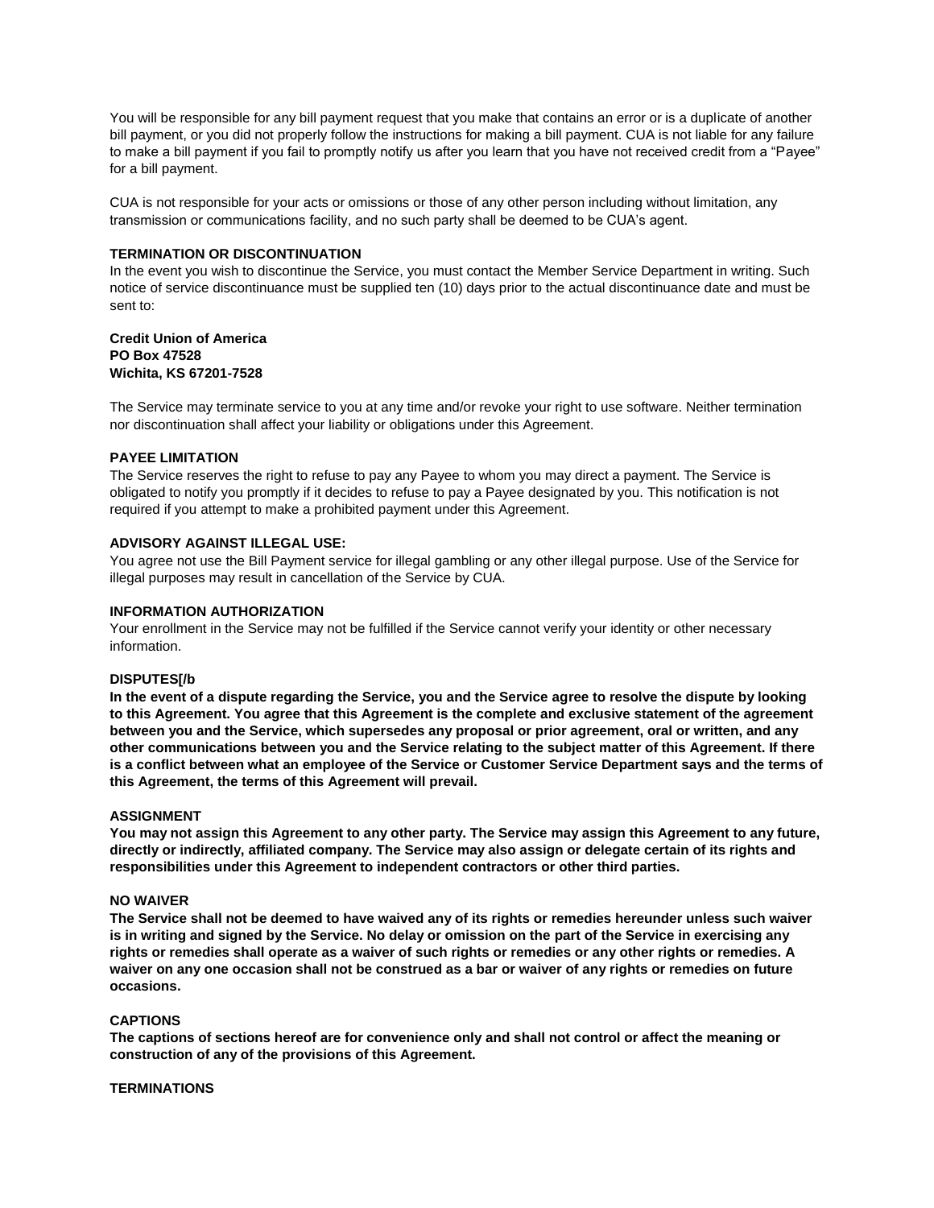You will be responsible for any bill payment request that you make that contains an error or is a duplicate of another bill payment, or you did not properly follow the instructions for making a bill payment. CUA is not liable for any failure to make a bill payment if you fail to promptly notify us after you learn that you have not received credit from a "Payee" for a bill payment.

CUA is not responsible for your acts or omissions or those of any other person including without limitation, any transmission or communications facility, and no such party shall be deemed to be CUA's agent.

**TERMINATION OR DISCONTINUATION**

In the event you wish to discontinue the Service, you must contact the Member Service Department in writing. Such notice of service discontinuance must be supplied ten (10) days prior to the actual discontinuance date and must be sent to:

**Credit Union of America**
**PO Box 47528**
**Wichita, KS 67201-7528**

The Service may terminate service to you at any time and/or revoke your right to use software. Neither termination nor discontinuation shall affect your liability or obligations under this Agreement.

**PAYEE LIMITATION**

The Service reserves the right to refuse to pay any Payee to whom you may direct a payment. The Service is obligated to notify you promptly if it decides to refuse to pay a Payee designated by you. This notification is not required if you attempt to make a prohibited payment under this Agreement.

**ADVISORY AGAINST ILLEGAL USE:**

You agree not use the Bill Payment service for illegal gambling or any other illegal purpose. Use of the Service for illegal purposes may result in cancellation of the Service by CUA.

**INFORMATION AUTHORIZATION**

Your enrollment in the Service may not be fulfilled if the Service cannot verify your identity or other necessary information.

**DISPUTES[/b**

**In the event of a dispute regarding the Service, you and the Service agree to resolve the dispute by looking to this Agreement. You agree that this Agreement is the complete and exclusive statement of the agreement between you and the Service, which supersedes any proposal or prior agreement, oral or written, and any other communications between you and the Service relating to the subject matter of this Agreement. If there is a conflict between what an employee of the Service or Customer Service Department says and the terms of this Agreement, the terms of this Agreement will prevail.**

**ASSIGNMENT**

**You may not assign this Agreement to any other party. The Service may assign this Agreement to any future, directly or indirectly, affiliated company. The Service may also assign or delegate certain of its rights and responsibilities under this Agreement to independent contractors or other third parties.**

**NO WAIVER**

**The Service shall not be deemed to have waived any of its rights or remedies hereunder unless such waiver is in writing and signed by the Service. No delay or omission on the part of the Service in exercising any rights or remedies shall operate as a waiver of such rights or remedies or any other rights or remedies. A waiver on any one occasion shall not be construed as a bar or waiver of any rights or remedies on future occasions.**

**CAPTIONS**

**The captions of sections hereof are for convenience only and shall not control or affect the meaning or construction of any of the provisions of this Agreement.**

**TERMINATIONS**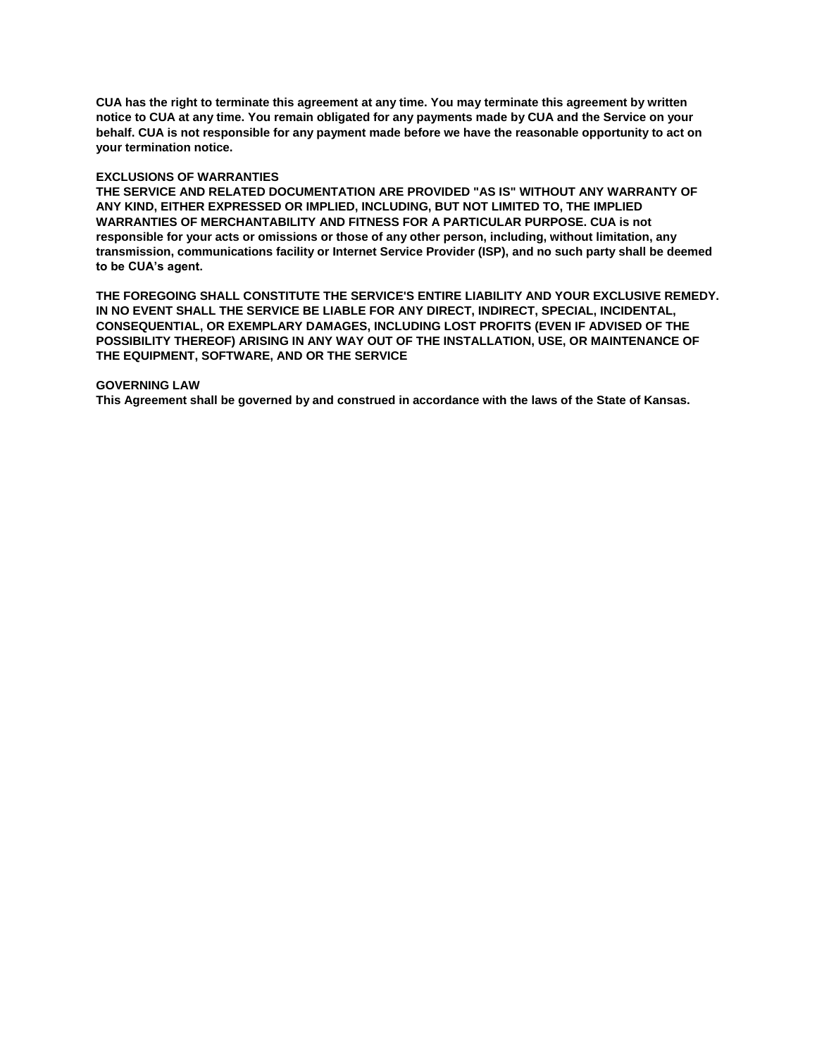**CUA has the right to terminate this agreement at any time. You may terminate this agreement by written notice to CUA at any time. You remain obligated for any payments made by CUA and the Service on your behalf. CUA is not responsible for any payment made before we have the reasonable opportunity to act on your termination notice.**

**EXCLUSIONS OF WARRANTIES**

**THE SERVICE AND RELATED DOCUMENTATION ARE PROVIDED "AS IS" WITHOUT ANY WARRANTY OF ANY KIND, EITHER EXPRESSED OR IMPLIED, INCLUDING, BUT NOT LIMITED TO, THE IMPLIED WARRANTIES OF MERCHANTABILITY AND FITNESS FOR A PARTICULAR PURPOSE. CUA is not responsible for your acts or omissions or those of any other person, including, without limitation, any transmission, communications facility or Internet Service Provider (ISP), and no such party shall be deemed to be CUA's agent.**

**THE FOREGOING SHALL CONSTITUTE THE SERVICE'S ENTIRE LIABILITY AND YOUR EXCLUSIVE REMEDY. IN NO EVENT SHALL THE SERVICE BE LIABLE FOR ANY DIRECT, INDIRECT, SPECIAL, INCIDENTAL, CONSEQUENTIAL, OR EXEMPLARY DAMAGES, INCLUDING LOST PROFITS (EVEN IF ADVISED OF THE POSSIBILITY THEREOF) ARISING IN ANY WAY OUT OF THE INSTALLATION, USE, OR MAINTENANCE OF THE EQUIPMENT, SOFTWARE, AND OR THE SERVICE**

**GOVERNING LAW**

**This Agreement shall be governed by and construed in accordance with the laws of the State of Kansas.**